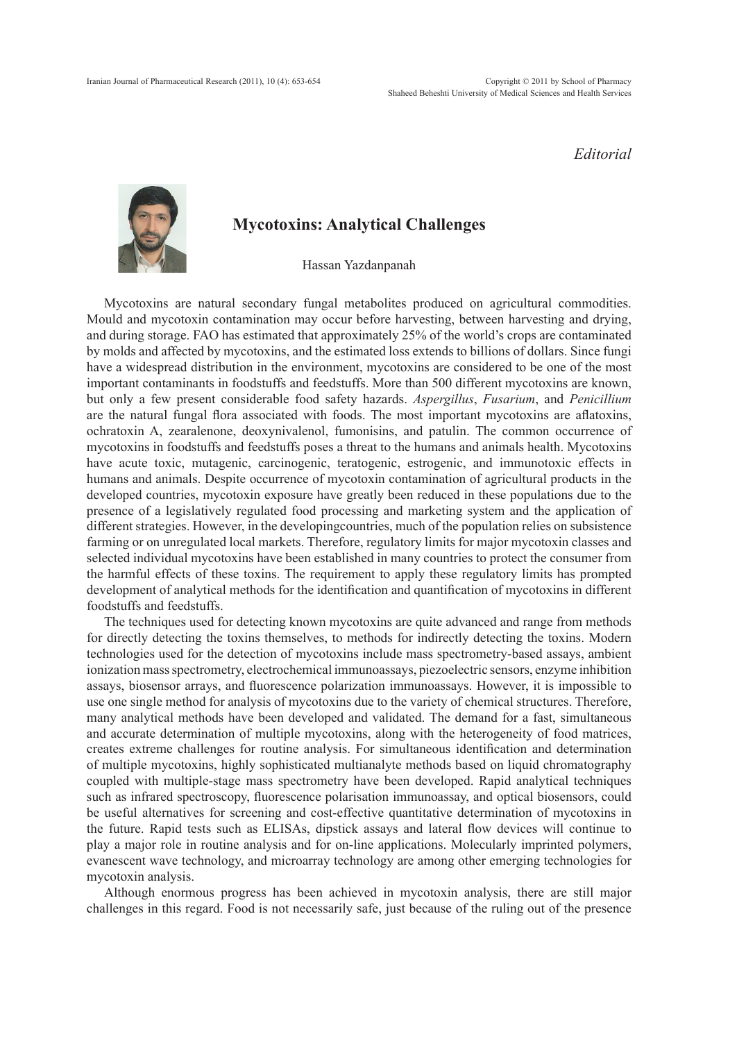*Editorial*

# Mycotoxins: Analytical Challenges

Hassan Yazdanpanah

Mycotoxins are natural secondary fungal metabolites produced on agricultural commodities. Mould and mycotoxin contamination may occur before harvesting, between harvesting and drying, and during storage. FAO has estimated that approximately 25% of the world's crops are contaminated by molds and affected by mycotoxins, and the estimated loss extends to billions of dollars. Since fungi have a widespread distribution in the environment, mycotoxins are considered to be one of the most important contaminants in foodstuffs and feedstuffs. More than 500 different mycotoxins are known, but only a few present considerable food safety hazards. *Aspergillus*, *Fusarium*, and *Penicillium* are the natural fungal flora associated with foods. The most important mycotoxins are aflatoxins, ochratoxin A, zearalenone, deoxynivalenol, fumonisins, and patulin. The common occurrence of mycotoxins in foodstuffs and feedstuffs poses a threat to the humans and animals health. Mycotoxins have acute toxic, mutagenic, carcinogenic, teratogenic, estrogenic, and immunotoxic effects in humans and animals. Despite occurrence of mycotoxin contamination of agricultural products in the developed countries, mycotoxin exposure have greatly been reduced in these populations due to the presence of a legislatively regulated food processing and marketing system and the application of different strategies. However, in the developingcountries, much of the population relies on subsistence farming or on unregulated local markets. Therefore, regulatory limits for major mycotoxin classes and selected individual mycotoxins have been established in many countries to protect the consumer from the harmful effects of these toxins. The requirement to apply these regulatory limits has prompted development of analytical methods for the identification and quantification of mycotoxins in different foodstuffs and feedstuffs.

The techniques used for detecting known mycotoxins are quite advanced and range from methods for directly detecting the toxins themselves, to methods for indirectly detecting the toxins. Modern technologies used for the detection of mycotoxins include mass spectrometry-based assays, ambient ionization mass spectrometry, electrochemical immunoassays, piezoelectric sensors, enzyme inhibition assays, biosensor arrays, and fluorescence polarization immunoassays. However, it is impossible to use one single method for analysis of mycotoxins due to the variety of chemical structures. Therefore, many analytical methods have been developed and validated. The demand for a fast, simultaneous and accurate determination of multiple mycotoxins, along with the heterogeneity of food matrices, creates extreme challenges for routine analysis. For simultaneous identification and determination of multiple mycotoxins, highly sophisticated multianalyte methods based on liquid chromatography coupled with multiple-stage mass spectrometry have been developed. Rapid analytical techniques such as infrared spectroscopy, fluorescence polarisation immunoassay, and optical biosensors, could be useful alternatives for screening and cost-effective quantitative determination of mycotoxins in the future. Rapid tests such as ELISAs, dipstick assays and lateral flow devices will continue to play a major role in routine analysis and for on-line applications. Molecularly imprinted polymers, evanescent wave technology, and microarray technology are among other emerging technologies for mycotoxin analysis.

Although enormous progress has been achieved in mycotoxin analysis, there are still major challenges in this regard. Food is not necessarily safe, just because of the ruling out of the presence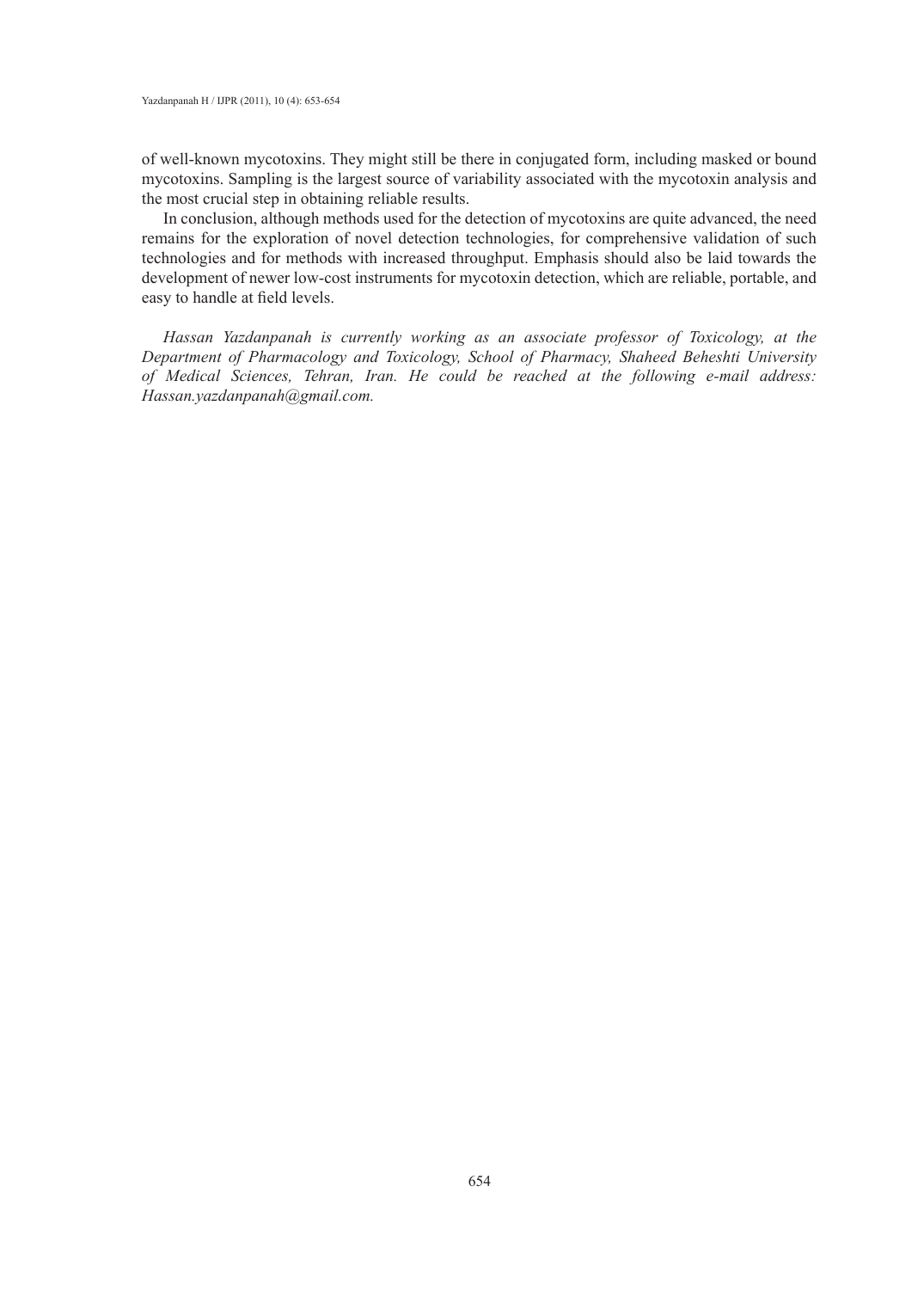of well-known mycotoxins. They might still be there in conjugated form, including masked or bound mycotoxins. Sampling is the largest source of variability associated with the mycotoxin analysis and the most crucial step in obtaining reliable results.

In conclusion, although methods used for the detection of mycotoxins are quite advanced, the need remains for the exploration of novel detection technologies, for comprehensive validation of such technologies and for methods with increased throughput. Emphasis should also be laid towards the development of newer low-cost instruments for mycotoxin detection, which are reliable, portable, and easy to handle at field levels.

*Hassan Yazdanpanah is currently working as an associate professor of Toxicology, at the Department of Pharmacology and Toxicology, School of Pharmacy, Shaheed Beheshti University of Medical Sciences, Tehran, Iran. He could be reached at the following e-mail address: Hassan.yazdanpanah@gmail.com.*